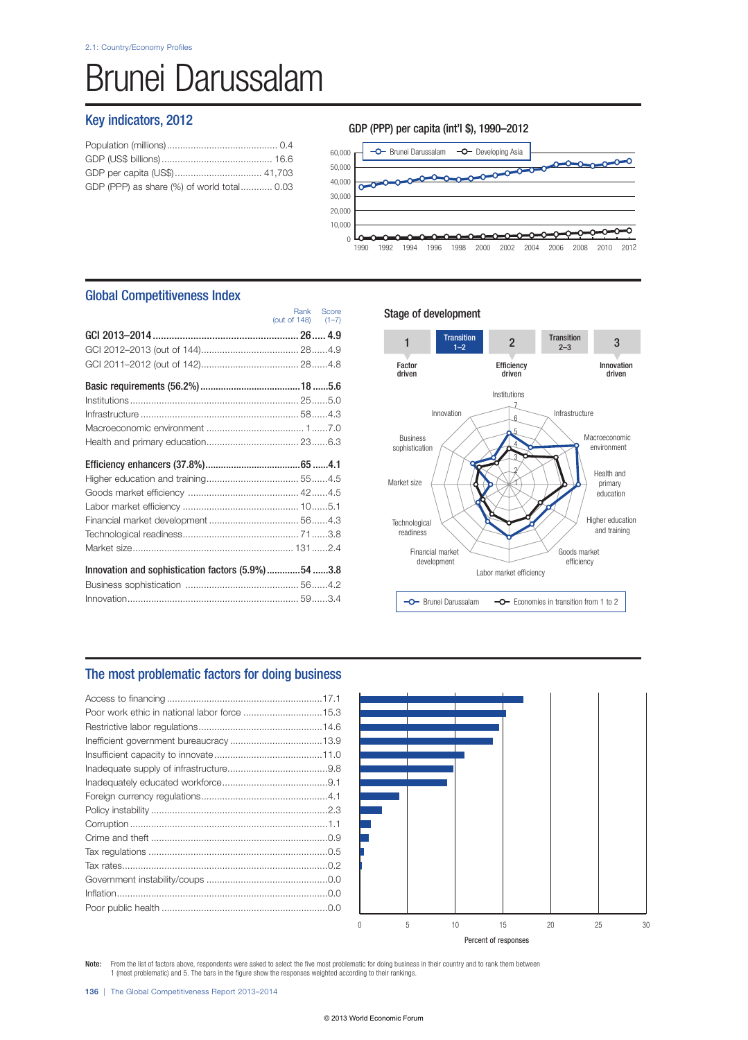2.1: Country/Economy Profiles

# Brunei Darussalam

## Key indicators, 2012

| Indicator | Value |
|---|---|
| Population (millions) | 0.4 |
| GDP (US$ billions) | 16.6 |
| GDP per capita (US$) | 41,703 |
| GDP (PPP) as share (%) of world total | 0.03 |

### GDP (PPP) per capita (int'l $), 1990–2012

Brunei Darussalam — Developing Asia

## Global Competitiveness Index

| | Rank (out of 148) | Score (1–7) |
|---|---|---|
| **GCI 2013–2014** | **26** | **4.9** |
| GCI 2012–2013 (out of 144) | 28 | 4.9 |
| GCI 2011–2012 (out of 142) | 28 | 4.8 |
| **Basic requirements (56.2%)** | **18** | **5.6** |
| Institutions | 25 | 5.0 |
| Infrastructure | 58 | 4.3 |
| Macroeconomic environment | 1 | 7.0 |
| Health and primary education | 23 | 6.3 |
| **Efficiency enhancers (37.8%)** | **65** | **4.1** |
| Higher education and training | 55 | 4.5 |
| Goods market efficiency | 42 | 4.5 |
| Labor market efficiency | 10 | 5.1 |
| Financial market development | 56 | 4.3 |
| Technological readiness | 71 | 3.8 |
| Market size | 131 | 2.4 |
| **Innovation and sophistication factors (5.9%)** | **54** | **3.8** |
| Business sophistication | 56 | 4.2 |
| Innovation | 59 | 3.4 |

### Stage of development

1 Factor driven — Transition 1–2 — 2 Efficiency driven — Transition 2–3 — 3 Innovation driven

Brunei Darussalam — Economies in transition from 1 to 2

## The most problematic factors for doing business

| Factor | Percent of responses |
|---|---|
| Access to financing | 17.1 |
| Poor work ethic in national labor force | 15.3 |
| Restrictive labor regulations | 14.6 |
| Inefficient government bureaucracy | 13.9 |
| Insufficient capacity to innovate | 11.0 |
| Inadequate supply of infrastructure | 9.8 |
| Inadequately educated workforce | 9.1 |
| Foreign currency regulations | 4.1 |
| Policy instability | 2.3 |
| Corruption | 1.1 |
| Crime and theft | 0.9 |
| Tax regulations | 0.5 |
| Tax rates | 0.2 |
| Government instability/coups | 0.0 |
| Inflation | 0.0 |
| Poor public health | 0.0 |

**Note:** From the list of factors above, respondents were asked to select the five most problematic for doing business in their country and to rank them between 1 (most problematic) and 5. The bars in the figure show the responses weighted according to their rankings.

© 2013 World Economic Forum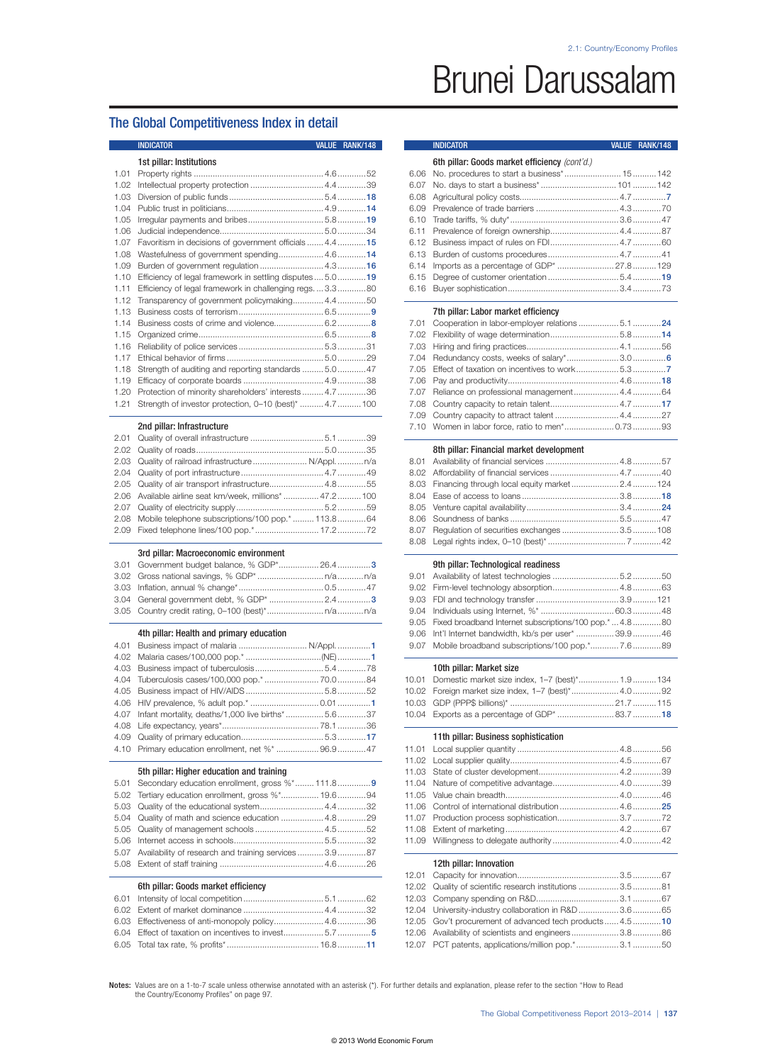# Brunei Darussalam

## The Global Competitiveness Index in detail

| | INDICATOR | VALUE | RANK/148 |
|---|---|---|---|
| | **1st pillar: Institutions** | | |
| 1.01 | Property rights | 4.6 | 52 |
| 1.02 | Intellectual property protection | 4.4 | 39 |
| 1.03 | Diversion of public funds | 5.4 | 18 |
| 1.04 | Public trust in politicians | 4.9 | 14 |
| 1.05 | Irregular payments and bribes | 5.8 | 19 |
| 1.06 | Judicial independence | 5.0 | 34 |
| 1.07 | Favoritism in decisions of government officials | 4.4 | 15 |
| 1.08 | Wastefulness of government spending | 4.6 | 14 |
| 1.09 | Burden of government regulation | 4.3 | 16 |
| 1.10 | Efficiency of legal framework in settling disputes | 5.0 | 19 |
| 1.11 | Efficiency of legal framework in challenging regs. | 3.3 | 80 |
| 1.12 | Transparency of government policymaking | 4.4 | 50 |
| 1.13 | Business costs of terrorism | 6.5 | 9 |
| 1.14 | Business costs of crime and violence | 6.2 | 8 |
| 1.15 | Organized crime | 6.5 | 8 |
| 1.16 | Reliability of police services | 5.3 | 31 |
| 1.17 | Ethical behavior of firms | 5.0 | 29 |
| 1.18 | Strength of auditing and reporting standards | 5.0 | 47 |
| 1.19 | Efficacy of corporate boards | 4.9 | 38 |
| 1.20 | Protection of minority shareholders' interests | 4.7 | 36 |
| 1.21 | Strength of investor protection, 0–10 (best)* | 4.7 | 100 |
| | **2nd pillar: Infrastructure** | | |
| 2.01 | Quality of overall infrastructure | 5.1 | 39 |
| 2.02 | Quality of roads | 5.0 | 35 |
| 2.03 | Quality of railroad infrastructure | N/Appl. | n/a |
| 2.04 | Quality of port infrastructure | 4.7 | 49 |
| 2.05 | Quality of air transport infrastructure | 4.8 | 55 |
| 2.06 | Available airline seat km/week, millions* | 47.2 | 100 |
| 2.07 | Quality of electricity supply | 5.2 | 59 |
| 2.08 | Mobile telephone subscriptions/100 pop.* | 113.8 | 64 |
| 2.09 | Fixed telephone lines/100 pop.* | 17.2 | 72 |
| | **3rd pillar: Macroeconomic environment** | | |
| 3.01 | Government budget balance, % GDP* | 26.4 | 3 |
| 3.02 | Gross national savings, % GDP* | n/a | n/a |
| 3.03 | Inflation, annual % change* | 0.5 | 47 |
| 3.04 | General government debt, % GDP* | 2.4 | 3 |
| 3.05 | Country credit rating, 0–100 (best)* | n/a | n/a |
| | **4th pillar: Health and primary education** | | |
| 4.01 | Business impact of malaria | N/Appl. | 1 |
| 4.02 | Malaria cases/100,000 pop.* | (NE) | 1 |
| 4.03 | Business impact of tuberculosis | 5.4 | 78 |
| 4.04 | Tuberculosis cases/100,000 pop.* | 70.0 | 84 |
| 4.05 | Business impact of HIV/AIDS | 5.8 | 52 |
| 4.06 | HIV prevalence, % adult pop.* | 0.01 | 1 |
| 4.07 | Infant mortality, deaths/1,000 live births* | 5.6 | 37 |
| 4.08 | Life expectancy, years* | 78.1 | 36 |
| 4.09 | Quality of primary education | 5.3 | 17 |
| 4.10 | Primary education enrollment, net %* | 96.9 | 47 |
| | **5th pillar: Higher education and training** | | |
| 5.01 | Secondary education enrollment, gross %* | 111.8 | 9 |
| 5.02 | Tertiary education enrollment, gross %* | 19.6 | 94 |
| 5.03 | Quality of the educational system | 4.4 | 32 |
| 5.04 | Quality of math and science education | 4.8 | 29 |
| 5.05 | Quality of management schools | 4.5 | 52 |
| 5.06 | Internet access in schools | 5.5 | 32 |
| 5.07 | Availability of research and training services | 3.9 | 87 |
| 5.08 | Extent of staff training | 4.6 | 26 |
| | **6th pillar: Goods market efficiency** | | |
| 6.01 | Intensity of local competition | 5.1 | 62 |
| 6.02 | Extent of market dominance | 4.4 | 32 |
| 6.03 | Effectiveness of anti-monopoly policy | 4.6 | 36 |
| 6.04 | Effect of taxation on incentives to invest | 5.7 | 5 |
| 6.05 | Total tax rate, % profits* | 16.8 | 11 |
| | ***6th pillar: Goods market efficiency (cont'd.)*** | | |
| 6.06 | No. procedures to start a business* | 15 | 142 |
| 6.07 | No. days to start a business* | 101 | 142 |
| 6.08 | Agricultural policy costs | 4.7 | 7 |
| 6.09 | Prevalence of trade barriers | 4.3 | 70 |
| 6.10 | Trade tariffs, % duty* | 3.6 | 47 |
| 6.11 | Prevalence of foreign ownership | 4.4 | 87 |
| 6.12 | Business impact of rules on FDI | 4.7 | 60 |
| 6.13 | Burden of customs procedures | 4.7 | 41 |
| 6.14 | Imports as a percentage of GDP* | 27.8 | 129 |
| 6.15 | Degree of customer orientation | 5.4 | 19 |
| 6.16 | Buyer sophistication | 3.4 | 73 |
| | **7th pillar: Labor market efficiency** | | |
| 7.01 | Cooperation in labor-employer relations | 5.1 | 24 |
| 7.02 | Flexibility of wage determination | 5.8 | 14 |
| 7.03 | Hiring and firing practices | 4.1 | 56 |
| 7.04 | Redundancy costs, weeks of salary* | 3.0 | 6 |
| 7.05 | Effect of taxation on incentives to work | 5.3 | 7 |
| 7.06 | Pay and productivity | 4.6 | 18 |
| 7.07 | Reliance on professional management | 4.4 | 64 |
| 7.08 | Country capacity to retain talent | 4.7 | 17 |
| 7.09 | Country capacity to attract talent | 4.4 | 27 |
| 7.10 | Women in labor force, ratio to men* | 0.73 | 93 |
| | **8th pillar: Financial market development** | | |
| 8.01 | Availability of financial services | 4.8 | 57 |
| 8.02 | Affordability of financial services | 4.7 | 40 |
| 8.03 | Financing through local equity market | 2.4 | 124 |
| 8.04 | Ease of access to loans | 3.8 | 18 |
| 8.05 | Venture capital availability | 3.4 | 24 |
| 8.06 | Soundness of banks | 5.5 | 47 |
| 8.07 | Regulation of securities exchanges | 3.5 | 108 |
| 8.08 | Legal rights index, 0–10 (best)* | 7 | 42 |
| | **9th pillar: Technological readiness** | | |
| 9.01 | Availability of latest technologies | 5.2 | 50 |
| 9.02 | Firm-level technology absorption | 4.8 | 63 |
| 9.03 | FDI and technology transfer | 3.9 | 121 |
| 9.04 | Individuals using Internet, %* | 60.3 | 48 |
| 9.05 | Fixed broadband Internet subscriptions/100 pop.* | 4.8 | 80 |
| 9.06 | Int'l Internet bandwidth, kb/s per user* | 39.9 | 46 |
| 9.07 | Mobile broadband subscriptions/100 pop.* | 7.6 | 89 |
| | **10th pillar: Market size** | | |
| 10.01 | Domestic market size index, 1–7 (best)* | 1.9 | 134 |
| 10.02 | Foreign market size index, 1–7 (best)* | 4.0 | 92 |
| 10.03 | GDP (PPP$ billions)* | 21.7 | 115 |
| 10.04 | Exports as a percentage of GDP* | 83.7 | 18 |
| | **11th pillar: Business sophistication** | | |
| 11.01 | Local supplier quantity | 4.8 | 56 |
| 11.02 | Local supplier quality | 4.5 | 67 |
| 11.03 | State of cluster development | 4.2 | 39 |
| 11.04 | Nature of competitive advantage | 4.0 | 39 |
| 11.05 | Value chain breadth | 4.0 | 46 |
| 11.06 | Control of international distribution | 4.6 | 25 |
| 11.07 | Production process sophistication | 3.7 | 72 |
| 11.08 | Extent of marketing | 4.2 | 67 |
| 11.09 | Willingness to delegate authority | 4.0 | 42 |
| | **12th pillar: Innovation** | | |
| 12.01 | Capacity for innovation | 3.5 | 67 |
| 12.02 | Quality of scientific research institutions | 3.5 | 81 |
| 12.03 | Company spending on R&D | 3.1 | 67 |
| 12.04 | University-industry collaboration in R&D | 3.6 | 65 |
| 12.05 | Gov't procurement of advanced tech products | 4.5 | 10 |
| 12.06 | Availability of scientists and engineers | 3.8 | 86 |
| 12.07 | PCT patents, applications/million pop.* | 3.1 | 50 |

**Notes:** Values are on a 1-to-7 scale unless otherwise annotated with an asterisk (*). For further details and explanation, please refer to the section "How to Read the Country/Economy Profiles" on page 97.

© 2013 World Economic Forum